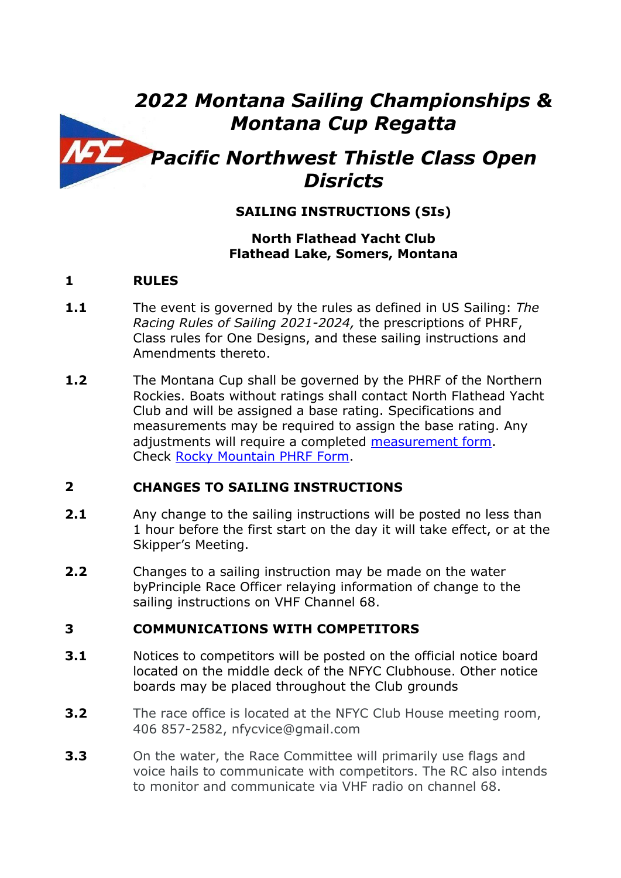# *2022 Montana Sailing Championships & Montana Cup Regatta*

# *Pacific Northwest Thistle Class Open Disricts*

**SAILING INSTRUCTIONS (SIs)**

**North Flathead Yacht Club**
**Flathead Lake, Somers, Montana**

## 1 RULES

**1.1** The event is governed by the rules as defined in US Sailing: *The Racing Rules of Sailing 2021-2024,* the prescriptions of PHRF, Class rules for One Designs, and these sailing instructions and Amendments thereto.

**1.2** The Montana Cup shall be governed by the PHRF of the Northern Rockies. Boats without ratings shall contact North Flathead Yacht Club and will be assigned a base rating. Specifications and measurements may be required to assign the base rating. Any adjustments will require a completed measurement form. Check Rocky Mountain PHRF Form.

## 2 CHANGES TO SAILING INSTRUCTIONS

**2.1** Any change to the sailing instructions will be posted no less than 1 hour before the first start on the day it will take effect, or at the Skipper's Meeting.

**2.2** Changes to a sailing instruction may be made on the water byPrinciple Race Officer relaying information of change to the sailing instructions on VHF Channel 68.

## 3 COMMUNICATIONS WITH COMPETITORS

**3.1** Notices to competitors will be posted on the official notice board located on the middle deck of the NFYC Clubhouse. Other notice boards may be placed throughout the Club grounds

**3.2** The race office is located at the NFYC Club House meeting room, 406 857-2582, nfycvice@gmail.com

**3.3** On the water, the Race Committee will primarily use flags and voice hails to communicate with competitors. The RC also intends to monitor and communicate via VHF radio on channel 68.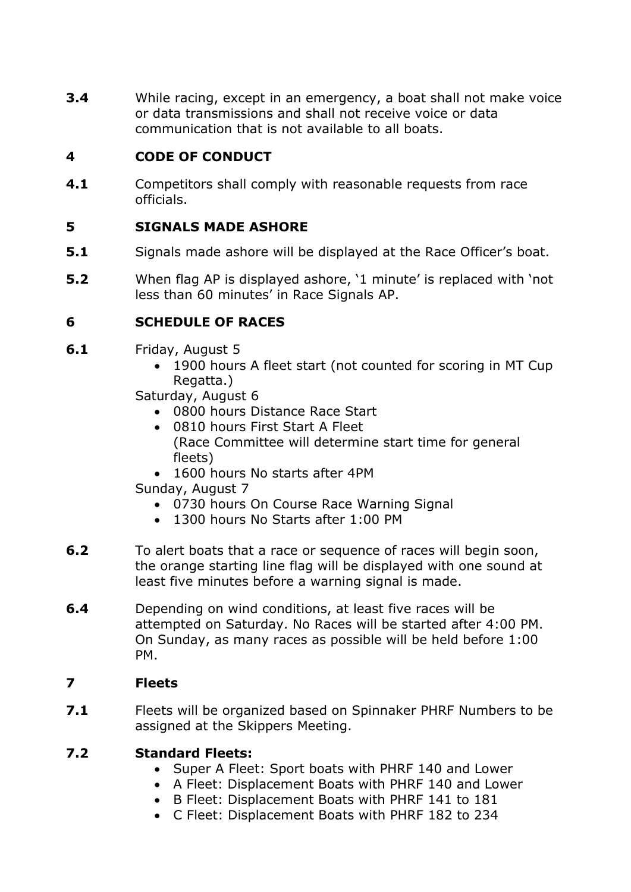**3.4** While racing, except in an emergency, a boat shall not make voice or data transmissions and shall not receive voice or data communication that is not available to all boats.

## 4 CODE OF CONDUCT

**4.1** Competitors shall comply with reasonable requests from race officials.

## 5 SIGNALS MADE ASHORE

**5.1** Signals made ashore will be displayed at the Race Officer's boat.

**5.2** When flag AP is displayed ashore, '1 minute' is replaced with 'not less than 60 minutes' in Race Signals AP.

## 6 SCHEDULE OF RACES

**6.1** Friday, August 5

- 1900 hours A fleet start (not counted for scoring in MT Cup Regatta.)

Saturday, August 6

- 0800 hours Distance Race Start
- 0810 hours First Start A Fleet (Race Committee will determine start time for general fleets)
- 1600 hours No starts after 4PM

Sunday, August 7

- 0730 hours On Course Race Warning Signal
- 1300 hours No Starts after 1:00 PM

**6.2** To alert boats that a race or sequence of races will begin soon, the orange starting line flag will be displayed with one sound at least five minutes before a warning signal is made.

**6.4** Depending on wind conditions, at least five races will be attempted on Saturday. No Races will be started after 4:00 PM. On Sunday, as many races as possible will be held before 1:00 PM.

## 7 Fleets

**7.1** Fleets will be organized based on Spinnaker PHRF Numbers to be assigned at the Skippers Meeting.

**7.2 Standard Fleets:**

- Super A Fleet: Sport boats with PHRF 140 and Lower
- A Fleet: Displacement Boats with PHRF 140 and Lower
- B Fleet: Displacement Boats with PHRF 141 to 181
- C Fleet: Displacement Boats with PHRF 182 to 234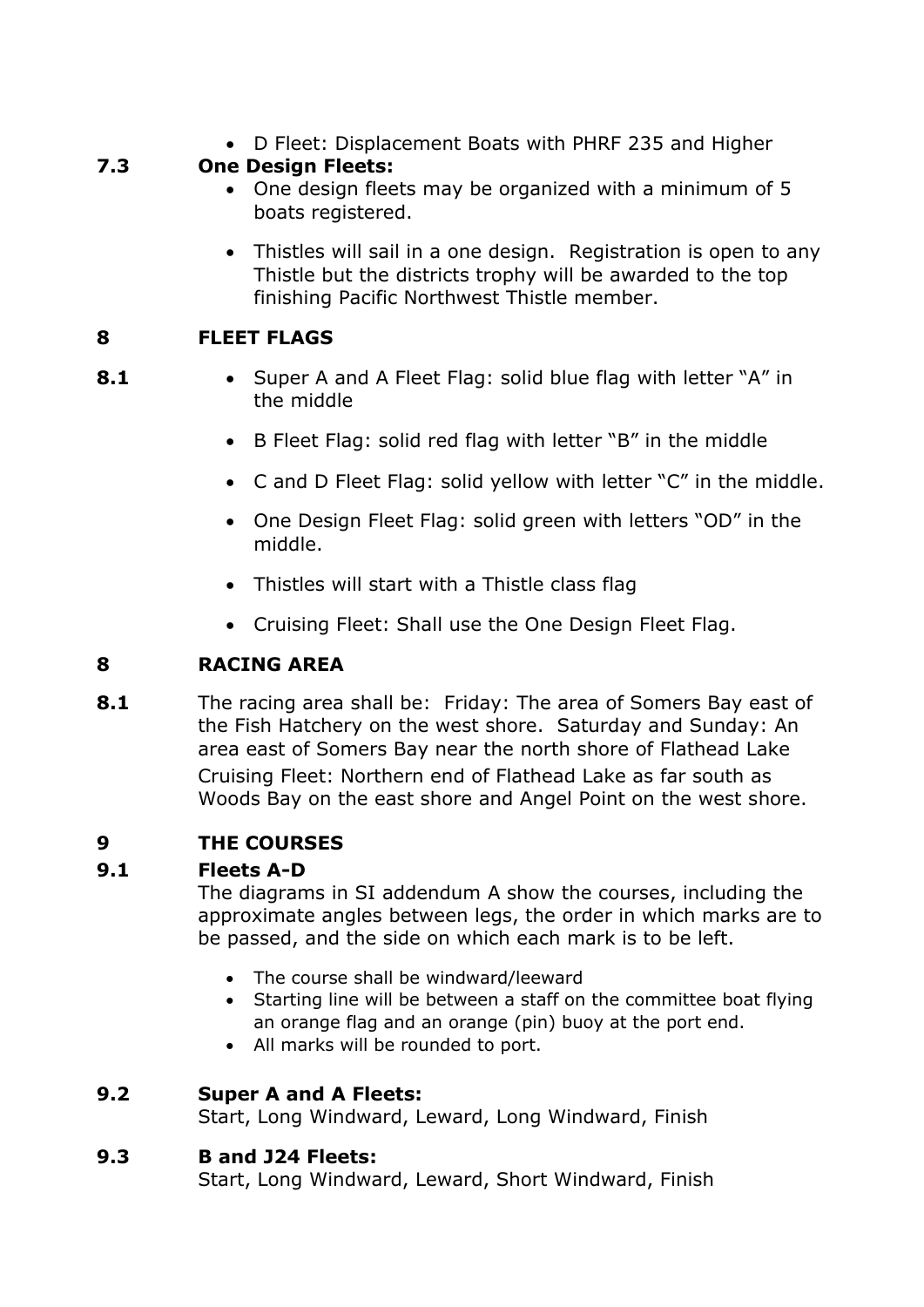- D Fleet: Displacement Boats with PHRF 235 and Higher

**7.3 One Design Fleets:**

- One design fleets may be organized with a minimum of 5 boats registered.
- Thistles will sail in a one design. Registration is open to any Thistle but the districts trophy will be awarded to the top finishing Pacific Northwest Thistle member.

## 8 FLEET FLAGS

**8.1**

- Super A and A Fleet Flag: solid blue flag with letter "A" in the middle
- B Fleet Flag: solid red flag with letter "B" in the middle
- C and D Fleet Flag: solid yellow with letter "C" in the middle.
- One Design Fleet Flag: solid green with letters "OD" in the middle.
- Thistles will start with a Thistle class flag
- Cruising Fleet: Shall use the One Design Fleet Flag.

## 8 RACING AREA

**8.1** The racing area shall be: Friday: The area of Somers Bay east of the Fish Hatchery on the west shore. Saturday and Sunday: An area east of Somers Bay near the north shore of Flathead Lake
Cruising Fleet: Northern end of Flathead Lake as far south as Woods Bay on the east shore and Angel Point on the west shore.

## 9 THE COURSES

**9.1 Fleets A-D**

The diagrams in SI addendum A show the courses, including the approximate angles between legs, the order in which marks are to be passed, and the side on which each mark is to be left.

- The course shall be windward/leeward
- Starting line will be between a staff on the committee boat flying an orange flag and an orange (pin) buoy at the port end.
- All marks will be rounded to port.

**9.2 Super A and A Fleets:**

Start, Long Windward, Leward, Long Windward, Finish

**9.3 B and J24 Fleets:**

Start, Long Windward, Leward, Short Windward, Finish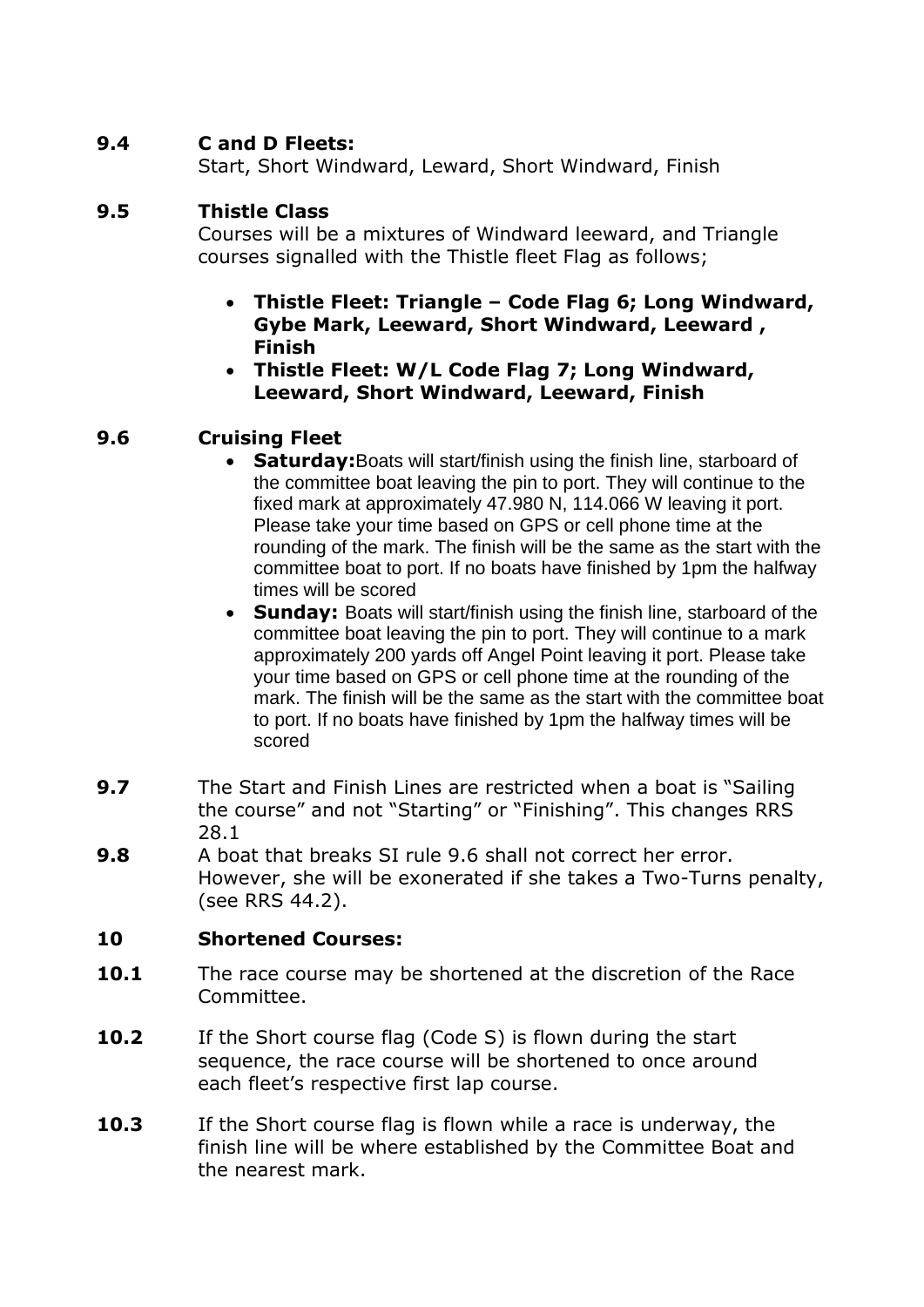**9.4 C and D Fleets:**

Start, Short Windward, Leward, Short Windward, Finish

**9.5 Thistle Class**

Courses will be a mixtures of Windward leeward, and Triangle courses signalled with the Thistle fleet Flag as follows;

- **Thistle Fleet: Triangle – Code Flag 6; Long Windward, Gybe Mark, Leeward, Short Windward, Leeward , Finish**
- **Thistle Fleet: W/L Code Flag 7; Long Windward, Leeward, Short Windward, Leeward, Finish**

**9.6 Cruising Fleet**

- **Saturday:**Boats will start/finish using the finish line, starboard of the committee boat leaving the pin to port. They will continue to the fixed mark at approximately 47.980 N, 114.066 W leaving it port. Please take your time based on GPS or cell phone time at the rounding of the mark. The finish will be the same as the start with the committee boat to port. If no boats have finished by 1pm the halfway times will be scored
- **Sunday:** Boats will start/finish using the finish line, starboard of the committee boat leaving the pin to port. They will continue to a mark approximately 200 yards off Angel Point leaving it port. Please take your time based on GPS or cell phone time at the rounding of the mark. The finish will be the same as the start with the committee boat to port. If no boats have finished by 1pm the halfway times will be scored

**9.7** The Start and Finish Lines are restricted when a boat is "Sailing the course" and not "Starting" or "Finishing". This changes RRS 28.1

**9.8** A boat that breaks SI rule 9.6 shall not correct her error. However, she will be exonerated if she takes a Two-Turns penalty, (see RRS 44.2).

**10 Shortened Courses:**

**10.1** The race course may be shortened at the discretion of the Race Committee.

**10.2** If the Short course flag (Code S) is flown during the start sequence, the race course will be shortened to once around each fleet's respective first lap course.

**10.3** If the Short course flag is flown while a race is underway, the finish line will be where established by the Committee Boat and the nearest mark.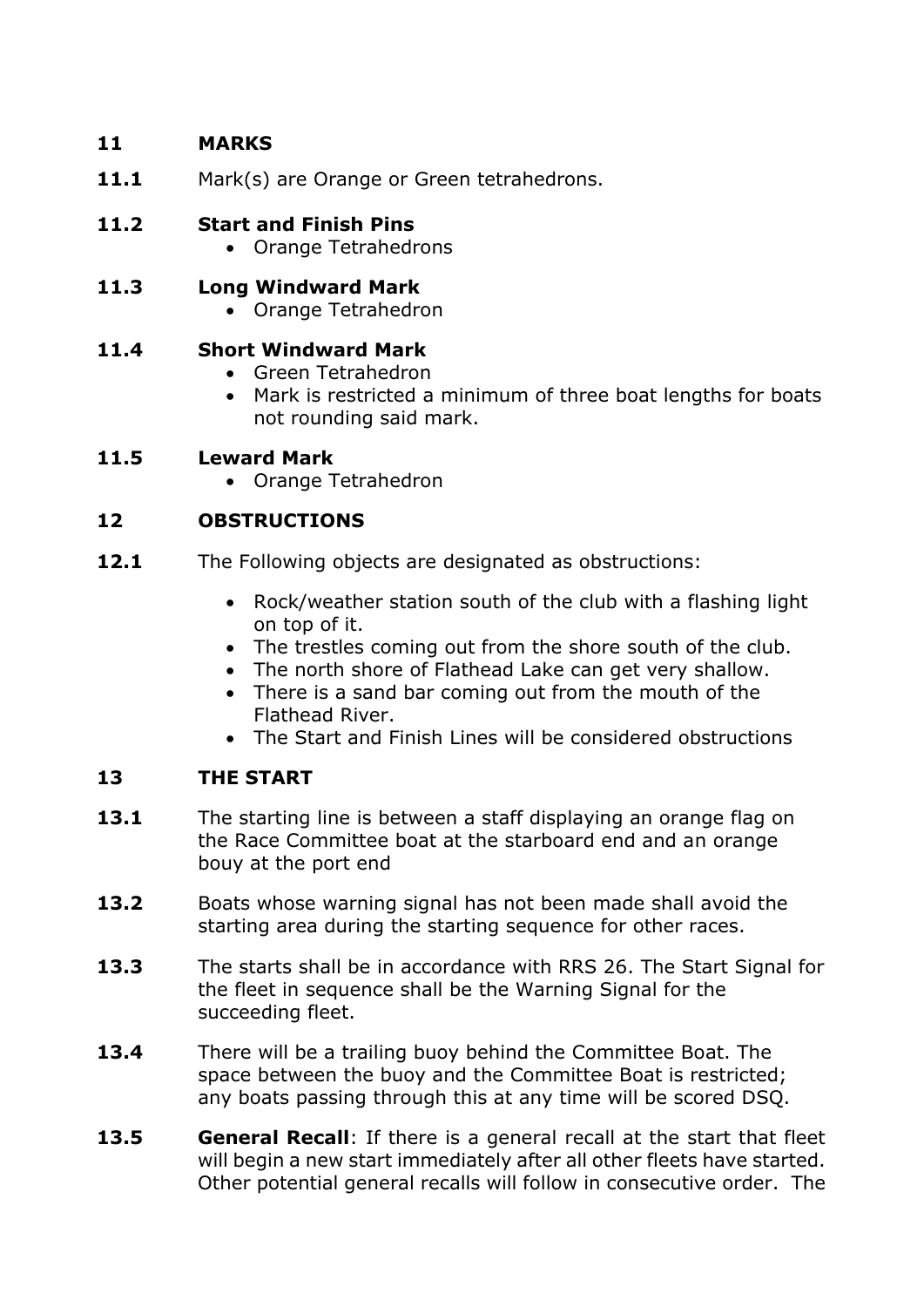## 11 MARKS

**11.1** Mark(s) are Orange or Green tetrahedrons.

### 11.2 Start and Finish Pins

- Orange Tetrahedrons

### 11.3 Long Windward Mark

- Orange Tetrahedron

### 11.4 Short Windward Mark

- Green Tetrahedron
- Mark is restricted a minimum of three boat lengths for boats not rounding said mark.

### 11.5 Leward Mark

- Orange Tetrahedron

## 12 OBSTRUCTIONS

**12.1** The Following objects are designated as obstructions:

- Rock/weather station south of the club with a flashing light on top of it.
- The trestles coming out from the shore south of the club.
- The north shore of Flathead Lake can get very shallow.
- There is a sand bar coming out from the mouth of the Flathead River.
- The Start and Finish Lines will be considered obstructions

## 13 THE START

**13.1** The starting line is between a staff displaying an orange flag on the Race Committee boat at the starboard end and an orange bouy at the port end

**13.2** Boats whose warning signal has not been made shall avoid the starting area during the starting sequence for other races.

**13.3** The starts shall be in accordance with RRS 26. The Start Signal for the fleet in sequence shall be the Warning Signal for the succeeding fleet.

**13.4** There will be a trailing buoy behind the Committee Boat. The space between the buoy and the Committee Boat is restricted; any boats passing through this at any time will be scored DSQ.

**13.5** **General Recall**: If there is a general recall at the start that fleet will begin a new start immediately after all other fleets have started. Other potential general recalls will follow in consecutive order. The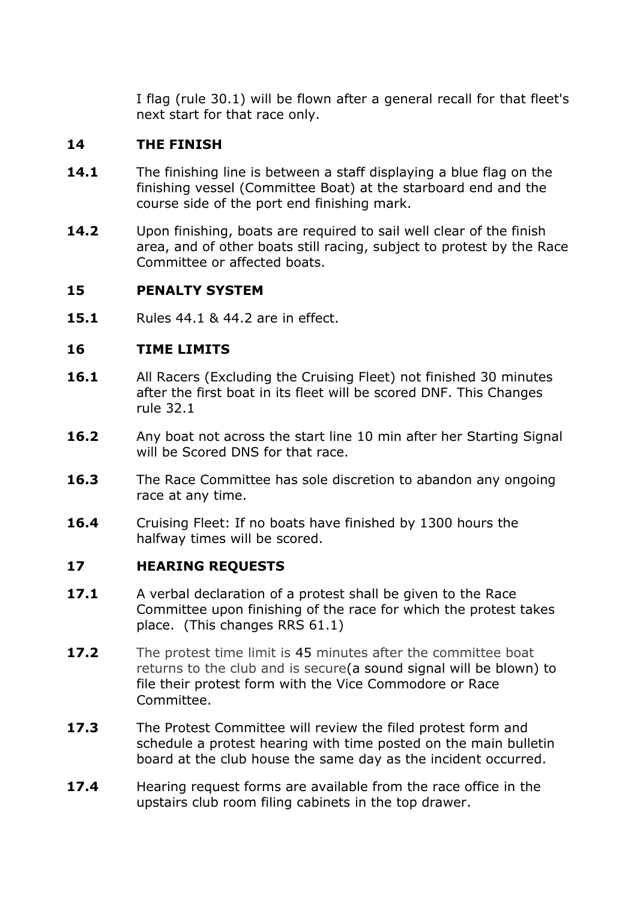I flag (rule 30.1) will be flown after a general recall for that fleet's next start for that race only.

## 14 THE FINISH

**14.1** The finishing line is between a staff displaying a blue flag on the finishing vessel (Committee Boat) at the starboard end and the course side of the port end finishing mark.

**14.2** Upon finishing, boats are required to sail well clear of the finish area, and of other boats still racing, subject to protest by the Race Committee or affected boats.

## 15 PENALTY SYSTEM

**15.1** Rules 44.1 & 44.2 are in effect.

## 16 TIME LIMITS

**16.1** All Racers (Excluding the Cruising Fleet) not finished 30 minutes after the first boat in its fleet will be scored DNF. This Changes rule 32.1

**16.2** Any boat not across the start line 10 min after her Starting Signal will be Scored DNS for that race.

**16.3** The Race Committee has sole discretion to abandon any ongoing race at any time.

**16.4** Cruising Fleet: If no boats have finished by 1300 hours the halfway times will be scored.

## 17 HEARING REQUESTS

**17.1** A verbal declaration of a protest shall be given to the Race Committee upon finishing of the race for which the protest takes place. (This changes RRS 61.1)

**17.2** The protest time limit is 45 minutes after the committee boat returns to the club and is secure(a sound signal will be blown) to file their protest form with the Vice Commodore or Race Committee.

**17.3** The Protest Committee will review the filed protest form and schedule a protest hearing with time posted on the main bulletin board at the club house the same day as the incident occurred.

**17.4** Hearing request forms are available from the race office in the upstairs club room filing cabinets in the top drawer.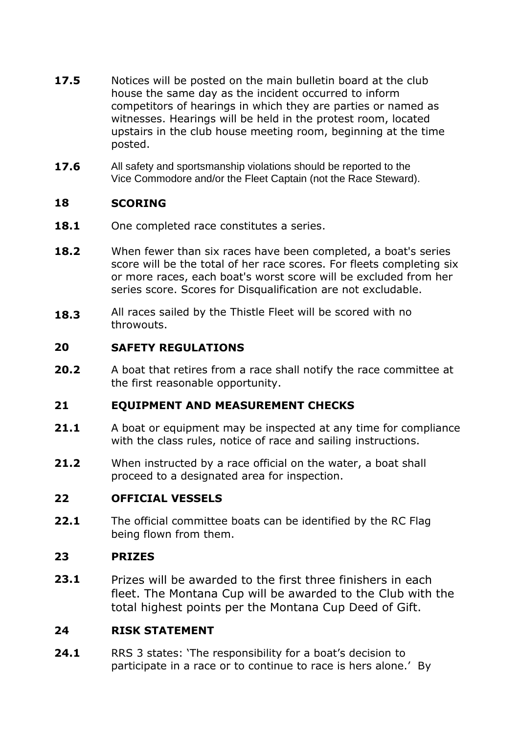**17.5** Notices will be posted on the main bulletin board at the club house the same day as the incident occurred to inform competitors of hearings in which they are parties or named as witnesses. Hearings will be held in the protest room, located upstairs in the club house meeting room, beginning at the time posted.

**17.6** All safety and sportsmanship violations should be reported to the Vice Commodore and/or the Fleet Captain (not the Race Steward).

## 18 SCORING

**18.1** One completed race constitutes a series.

**18.2** When fewer than six races have been completed, a boat's series score will be the total of her race scores. For fleets completing six or more races, each boat's worst score will be excluded from her series score. Scores for Disqualification are not excludable.

**18.3** All races sailed by the Thistle Fleet will be scored with no throwouts.

## 20 SAFETY REGULATIONS

**20.2** A boat that retires from a race shall notify the race committee at the first reasonable opportunity.

## 21 EQUIPMENT AND MEASUREMENT CHECKS

**21.1** A boat or equipment may be inspected at any time for compliance with the class rules, notice of race and sailing instructions.

**21.2** When instructed by a race official on the water, a boat shall proceed to a designated area for inspection.

## 22 OFFICIAL VESSELS

**22.1** The official committee boats can be identified by the RC Flag being flown from them.

## 23 PRIZES

**23.1** Prizes will be awarded to the first three finishers in each fleet. The Montana Cup will be awarded to the Club with the total highest points per the Montana Cup Deed of Gift.

## 24 RISK STATEMENT

**24.1** RRS 3 states: 'The responsibility for a boat's decision to participate in a race or to continue to race is hers alone.' By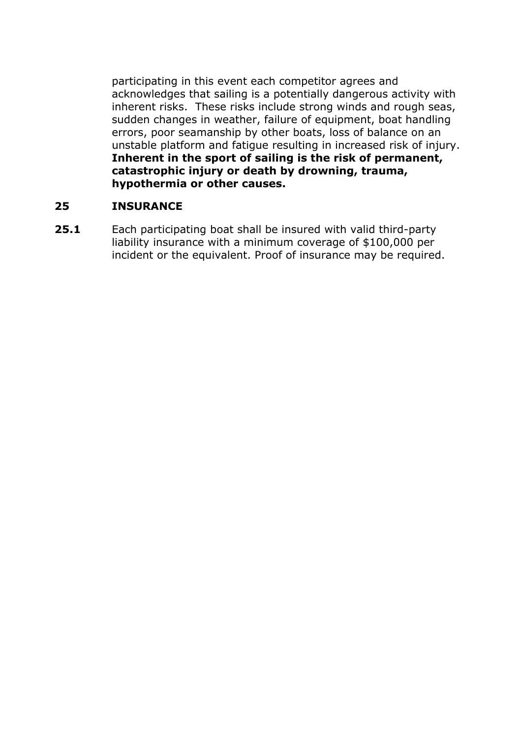participating in this event each competitor agrees and acknowledges that sailing is a potentially dangerous activity with inherent risks. These risks include strong winds and rough seas, sudden changes in weather, failure of equipment, boat handling errors, poor seamanship by other boats, loss of balance on an unstable platform and fatigue resulting in increased risk of injury. **Inherent in the sport of sailing is the risk of permanent, catastrophic injury or death by drowning, trauma, hypothermia or other causes.**

## 25 INSURANCE

**25.1** Each participating boat shall be insured with valid third-party liability insurance with a minimum coverage of $100,000 per incident or the equivalent. Proof of insurance may be required.